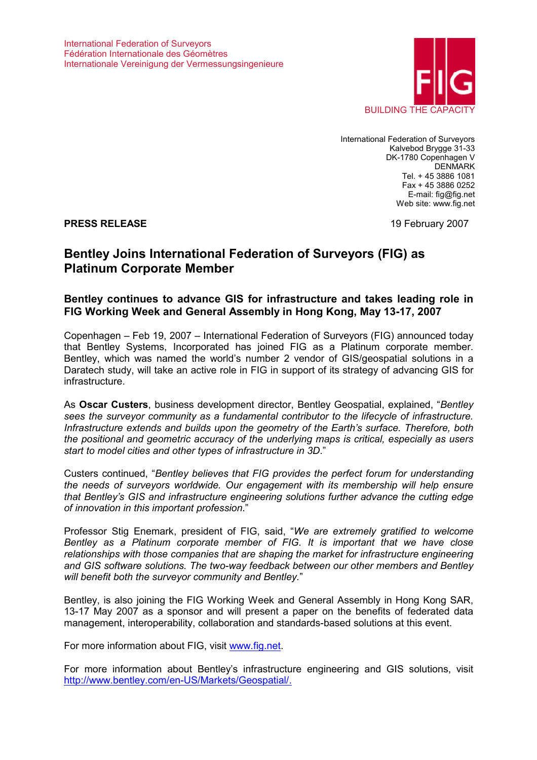International Federation of Surveyors
Fédération Internationale des Géomètres
Internationale Vereinigung der Vermessungsingenieure

FIG
BUILDING THE CAPACITY

International Federation of Surveyors
Kalvebod Brygge 31-33
DK-1780 Copenhagen V
DENMARK
Tel. + 45 3886 1081
Fax + 45 3886 0252
E-mail: fig@fig.net
Web site: www.fig.net

**PRESS RELEASE** 19 February 2007

# Bentley Joins International Federation of Surveyors (FIG) as Platinum Corporate Member

## Bentley continues to advance GIS for infrastructure and takes leading role in FIG Working Week and General Assembly in Hong Kong, May 13-17, 2007

Copenhagen – Feb 19, 2007 – International Federation of Surveyors (FIG) announced today that Bentley Systems, Incorporated has joined FIG as a Platinum corporate member. Bentley, which was named the world's number 2 vendor of GIS/geospatial solutions in a Daratech study, will take an active role in FIG in support of its strategy of advancing GIS for infrastructure.

As **Oscar Custers**, business development director, Bentley Geospatial, explained, "*Bentley sees the surveyor community as a fundamental contributor to the lifecycle of infrastructure. Infrastructure extends and builds upon the geometry of the Earth's surface. Therefore, both the positional and geometric accuracy of the underlying maps is critical, especially as users start to model cities and other types of infrastructure in 3D*."

Custers continued, "*Bentley believes that FIG provides the perfect forum for understanding the needs of surveyors worldwide. Our engagement with its membership will help ensure that Bentley's GIS and infrastructure engineering solutions further advance the cutting edge of innovation in this important profession*."

Professor Stig Enemark, president of FIG, said, "*We are extremely gratified to welcome Bentley as a Platinum corporate member of FIG. It is important that we have close relationships with those companies that are shaping the market for infrastructure engineering and GIS software solutions. The two-way feedback between our other members and Bentley will benefit both the surveyor community and Bentley.*"

Bentley, is also joining the FIG Working Week and General Assembly in Hong Kong SAR, 13-17 May 2007 as a sponsor and will present a paper on the benefits of federated data management, interoperability, collaboration and standards-based solutions at this event.

For more information about FIG, visit [www.fig.net](www.fig.net).

For more information about Bentley's infrastructure engineering and GIS solutions, visit [http://www.bentley.com/en-US/Markets/Geospatial/.](http://www.bentley.com/en-US/Markets/Geospatial/)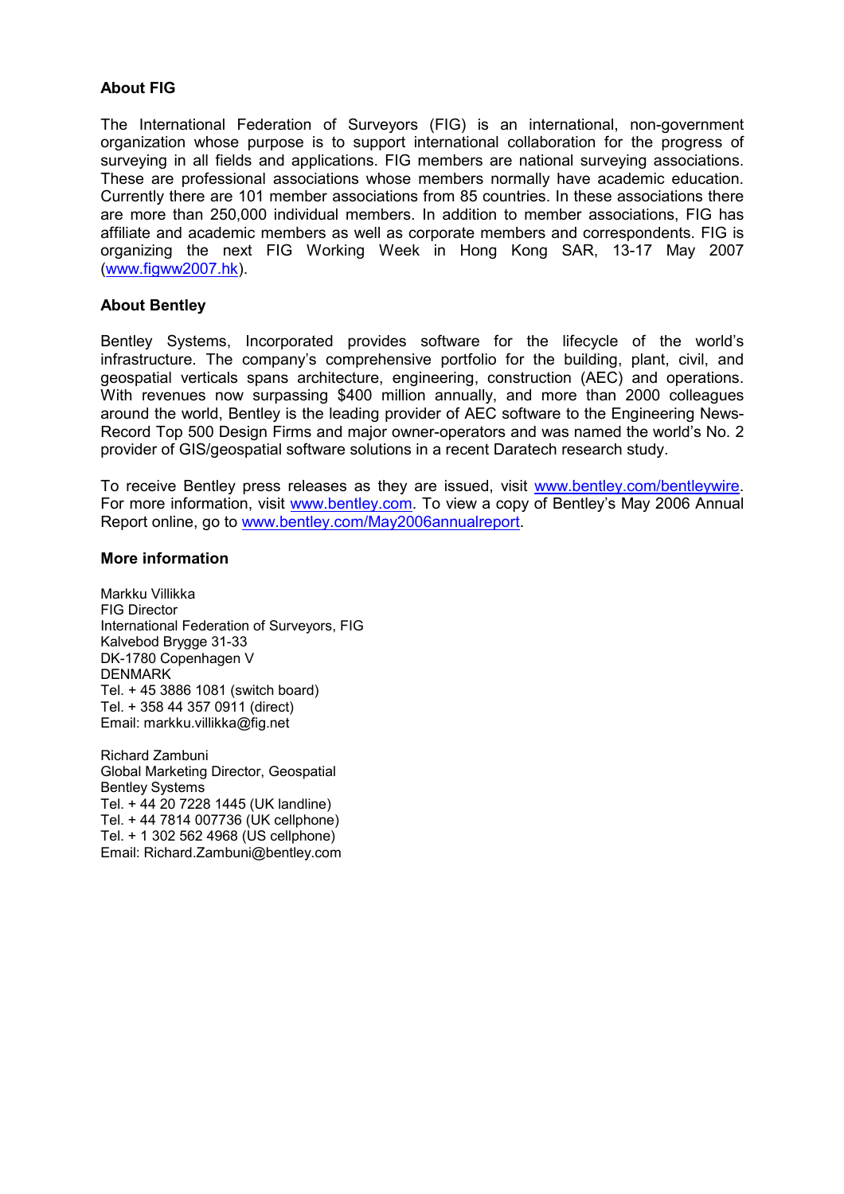## About FIG

The International Federation of Surveyors (FIG) is an international, non-government organization whose purpose is to support international collaboration for the progress of surveying in all fields and applications. FIG members are national surveying associations. These are professional associations whose members normally have academic education. Currently there are 101 member associations from 85 countries. In these associations there are more than 250,000 individual members. In addition to member associations, FIG has affiliate and academic members as well as corporate members and correspondents. FIG is organizing the next FIG Working Week in Hong Kong SAR, 13-17 May 2007 (www.figww2007.hk).

## About Bentley

Bentley Systems, Incorporated provides software for the lifecycle of the world's infrastructure. The company's comprehensive portfolio for the building, plant, civil, and geospatial verticals spans architecture, engineering, construction (AEC) and operations. With revenues now surpassing $400 million annually, and more than 2000 colleagues around the world, Bentley is the leading provider of AEC software to the Engineering News-Record Top 500 Design Firms and major owner-operators and was named the world's No. 2 provider of GIS/geospatial software solutions in a recent Daratech research study.

To receive Bentley press releases as they are issued, visit www.bentley.com/bentleywire. For more information, visit www.bentley.com. To view a copy of Bentley's May 2006 Annual Report online, go to www.bentley.com/May2006annualreport.

## More information

Markku Villikka
FIG Director
International Federation of Surveyors, FIG
Kalvebod Brygge 31-33
DK-1780 Copenhagen V
DENMARK
Tel. + 45 3886 1081 (switch board)
Tel. + 358 44 357 0911 (direct)
Email: markku.villikka@fig.net

Richard Zambuni
Global Marketing Director, Geospatial
Bentley Systems
Tel. + 44 20 7228 1445 (UK landline)
Tel. + 44 7814 007736 (UK cellphone)
Tel. + 1 302 562 4968 (US cellphone)
Email: Richard.Zambuni@bentley.com